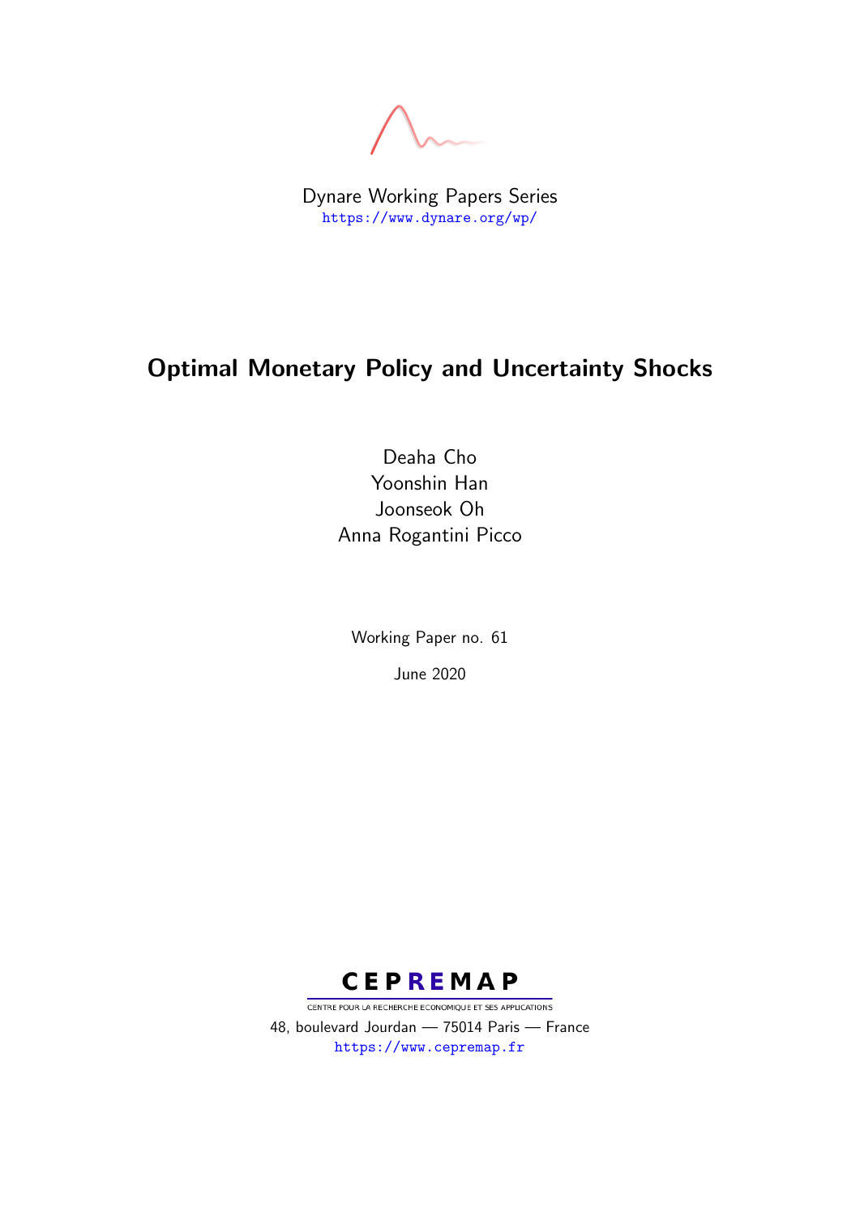Dynare Working Papers Series
https://www.dynare.org/wp/

# Optimal Monetary Policy and Uncertainty Shocks

Deaha Cho
Yoonshin Han
Joonseok Oh
Anna Rogantini Picco

Working Paper no. 61

June 2020

CEPREMAP
CENTRE POUR LA RECHERCHE ECONOMIQUE ET SES APPLICATIONS
48, boulevard Jourdan — 75014 Paris — France
https://www.cepremap.fr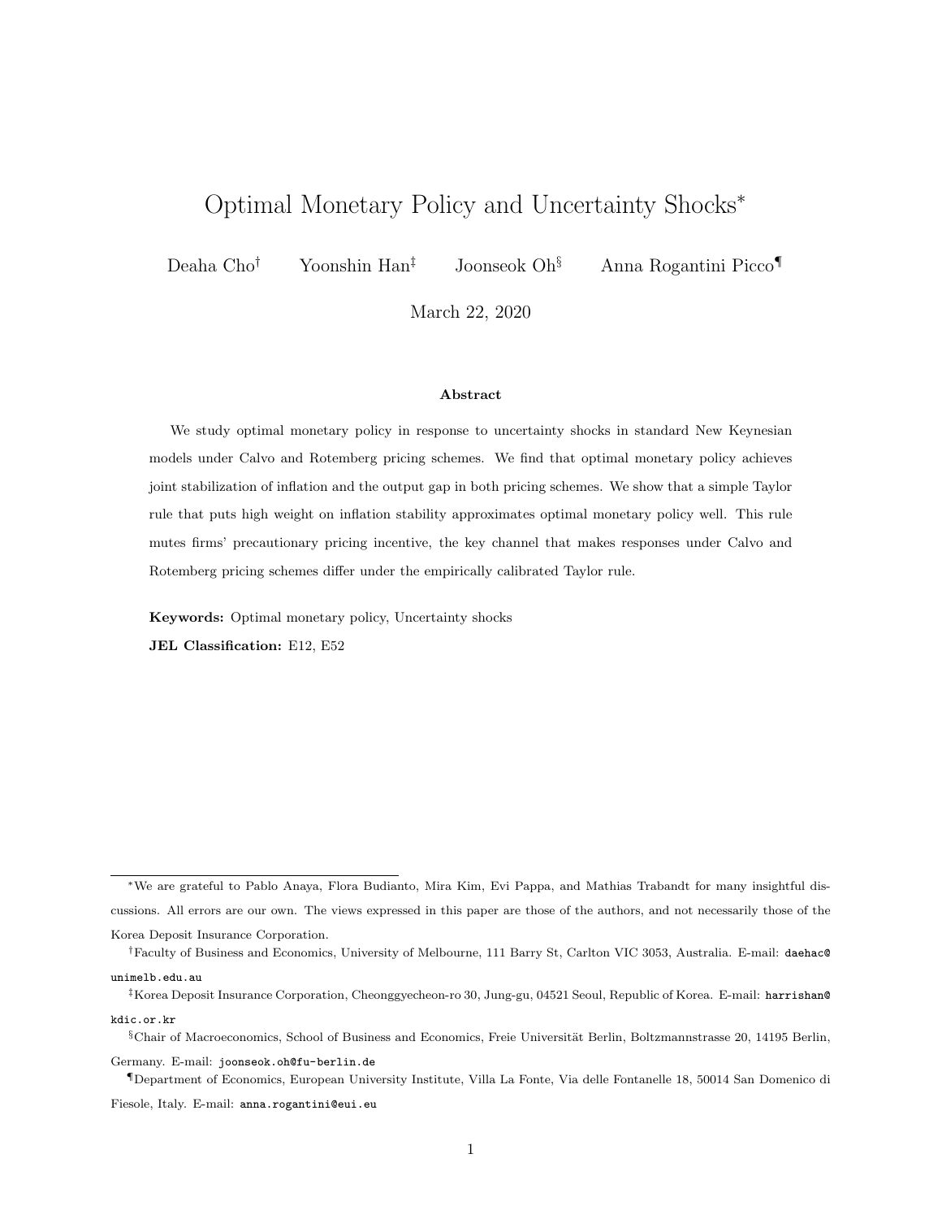# Optimal Monetary Policy and Uncertainty Shocks*

Deaha Cho[†] Yoonshin Han[‡] Joonseok Oh[§] Anna Rogantini Picco[¶]

March 22, 2020

**Abstract**

We study optimal monetary policy in response to uncertainty shocks in standard New Keynesian models under Calvo and Rotemberg pricing schemes. We find that optimal monetary policy achieves joint stabilization of inflation and the output gap in both pricing schemes. We show that a simple Taylor rule that puts high weight on inflation stability approximates optimal monetary policy well. This rule mutes firms' precautionary pricing incentive, the key channel that makes responses under Calvo and Rotemberg pricing schemes differ under the empirically calibrated Taylor rule.

**Keywords:** Optimal monetary policy, Uncertainty shocks

**JEL Classification:** E12, E52

---

*We are grateful to Pablo Anaya, Flora Budianto, Mira Kim, Evi Pappa, and Mathias Trabandt for many insightful discussions. All errors are our own. The views expressed in this paper are those of the authors, and not necessarily those of the Korea Deposit Insurance Corporation.

[†]Faculty of Business and Economics, University of Melbourne, 111 Barry St, Carlton VIC 3053, Australia. E-mail: daehac@unimelb.edu.au

[‡]Korea Deposit Insurance Corporation, Cheonggyecheon-ro 30, Jung-gu, 04521 Seoul, Republic of Korea. E-mail: harrishan@kdic.or.kr

[§]Chair of Macroeconomics, School of Business and Economics, Freie Universität Berlin, Boltzmannstrasse 20, 14195 Berlin, Germany. E-mail: joonseok.oh@fu-berlin.de

[¶]Department of Economics, European University Institute, Villa La Fonte, Via delle Fontanelle 18, 50014 San Domenico di Fiesole, Italy. E-mail: anna.rogantini@eui.eu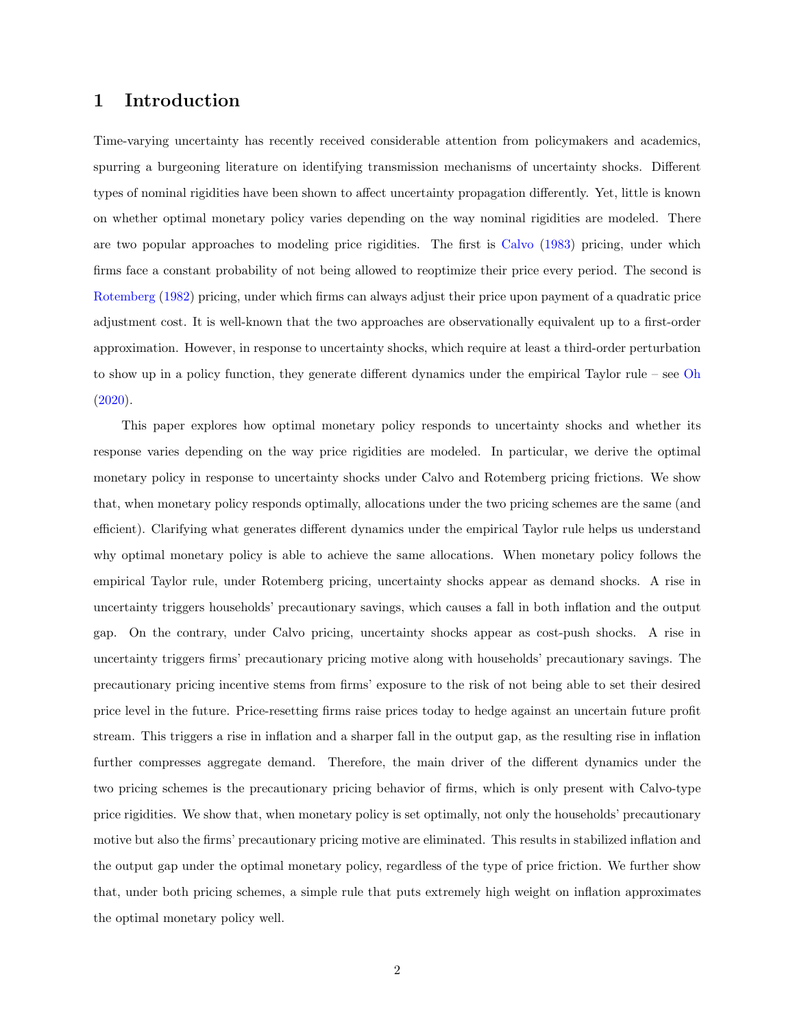# 1 Introduction

Time-varying uncertainty has recently received considerable attention from policymakers and academics, spurring a burgeoning literature on identifying transmission mechanisms of uncertainty shocks. Different types of nominal rigidities have been shown to affect uncertainty propagation differently. Yet, little is known on whether optimal monetary policy varies depending on the way nominal rigidities are modeled. There are two popular approaches to modeling price rigidities. The first is Calvo (1983) pricing, under which firms face a constant probability of not being allowed to reoptimize their price every period. The second is Rotemberg (1982) pricing, under which firms can always adjust their price upon payment of a quadratic price adjustment cost. It is well-known that the two approaches are observationally equivalent up to a first-order approximation. However, in response to uncertainty shocks, which require at least a third-order perturbation to show up in a policy function, they generate different dynamics under the empirical Taylor rule – see Oh (2020).

This paper explores how optimal monetary policy responds to uncertainty shocks and whether its response varies depending on the way price rigidities are modeled. In particular, we derive the optimal monetary policy in response to uncertainty shocks under Calvo and Rotemberg pricing frictions. We show that, when monetary policy responds optimally, allocations under the two pricing schemes are the same (and efficient). Clarifying what generates different dynamics under the empirical Taylor rule helps us understand why optimal monetary policy is able to achieve the same allocations. When monetary policy follows the empirical Taylor rule, under Rotemberg pricing, uncertainty shocks appear as demand shocks. A rise in uncertainty triggers households' precautionary savings, which causes a fall in both inflation and the output gap. On the contrary, under Calvo pricing, uncertainty shocks appear as cost-push shocks. A rise in uncertainty triggers firms' precautionary pricing motive along with households' precautionary savings. The precautionary pricing incentive stems from firms' exposure to the risk of not being able to set their desired price level in the future. Price-resetting firms raise prices today to hedge against an uncertain future profit stream. This triggers a rise in inflation and a sharper fall in the output gap, as the resulting rise in inflation further compresses aggregate demand. Therefore, the main driver of the different dynamics under the two pricing schemes is the precautionary pricing behavior of firms, which is only present with Calvo-type price rigidities. We show that, when monetary policy is set optimally, not only the households' precautionary motive but also the firms' precautionary pricing motive are eliminated. This results in stabilized inflation and the output gap under the optimal monetary policy, regardless of the type of price friction. We further show that, under both pricing schemes, a simple rule that puts extremely high weight on inflation approximates the optimal monetary policy well.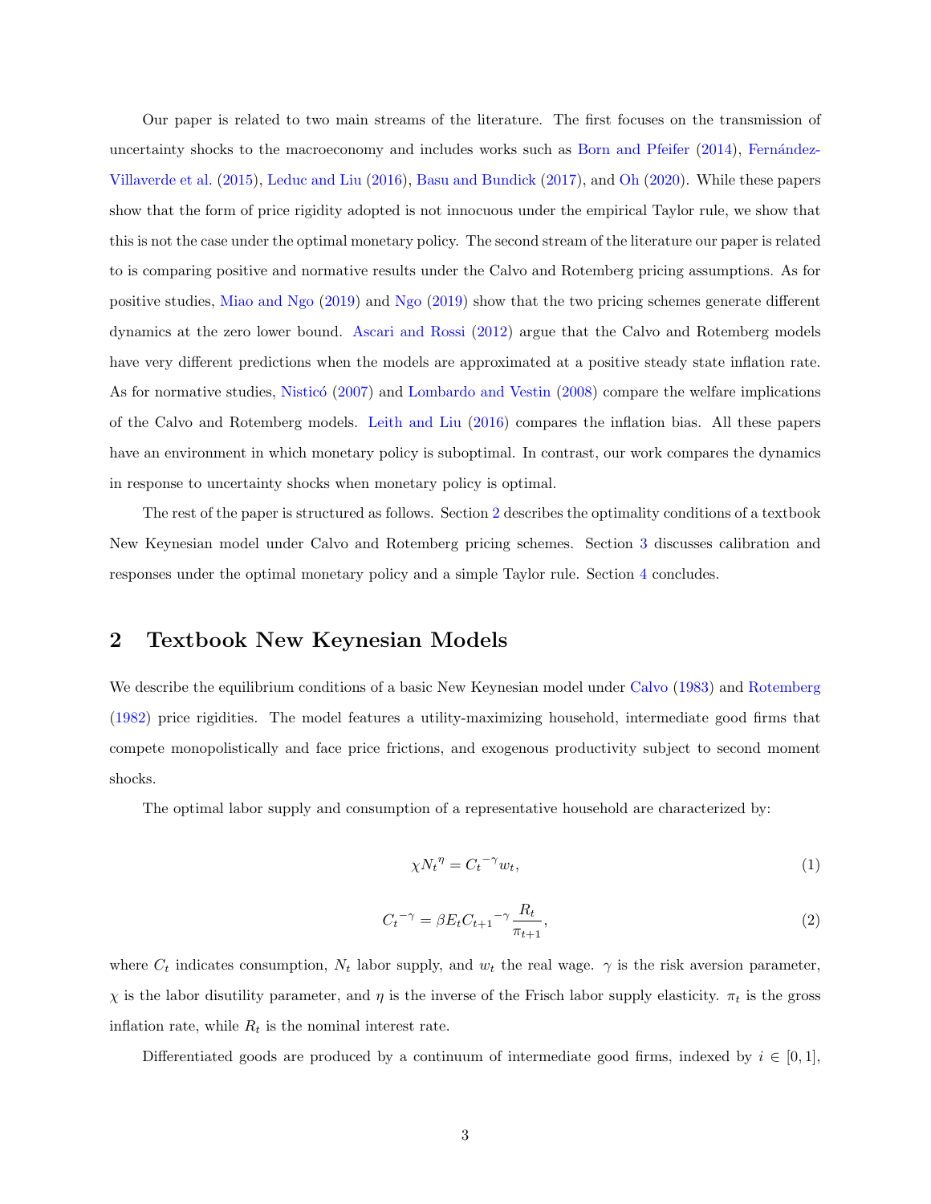Our paper is related to two main streams of the literature. The first focuses on the transmission of uncertainty shocks to the macroeconomy and includes works such as Born and Pfeifer (2014), Fernández-Villaverde et al. (2015), Leduc and Liu (2016), Basu and Bundick (2017), and Oh (2020). While these papers show that the form of price rigidity adopted is not innocuous under the empirical Taylor rule, we show that this is not the case under the optimal monetary policy. The second stream of the literature our paper is related to is comparing positive and normative results under the Calvo and Rotemberg pricing assumptions. As for positive studies, Miao and Ngo (2019) and Ngo (2019) show that the two pricing schemes generate different dynamics at the zero lower bound. Ascari and Rossi (2012) argue that the Calvo and Rotemberg models have very different predictions when the models are approximated at a positive steady state inflation rate. As for normative studies, Nisticó (2007) and Lombardo and Vestin (2008) compare the welfare implications of the Calvo and Rotemberg models. Leith and Liu (2016) compares the inflation bias. All these papers have an environment in which monetary policy is suboptimal. In contrast, our work compares the dynamics in response to uncertainty shocks when monetary policy is optimal.

The rest of the paper is structured as follows. Section 2 describes the optimality conditions of a textbook New Keynesian model under Calvo and Rotemberg pricing schemes. Section 3 discusses calibration and responses under the optimal monetary policy and a simple Taylor rule. Section 4 concludes.

## 2 Textbook New Keynesian Models

We describe the equilibrium conditions of a basic New Keynesian model under Calvo (1983) and Rotemberg (1982) price rigidities. The model features a utility-maximizing household, intermediate good firms that compete monopolistically and face price frictions, and exogenous productivity subject to second moment shocks.

The optimal labor supply and consumption of a representative household are characterized by:

$$\chi {N_t}^{\eta} = {C_t}^{-\gamma} w_t, \tag{1}$$

$${C_t}^{-\gamma} = \beta E_t {C_{t+1}}^{-\gamma} \frac{R_t}{\pi_{t+1}}, \tag{2}$$

where $C_t$ indicates consumption, $N_t$ labor supply, and $w_t$ the real wage. $\gamma$ is the risk aversion parameter, $\chi$ is the labor disutility parameter, and $\eta$ is the inverse of the Frisch labor supply elasticity. $\pi_t$ is the gross inflation rate, while $R_t$ is the nominal interest rate.

Differentiated goods are produced by a continuum of intermediate good firms, indexed by $i \in [0, 1]$,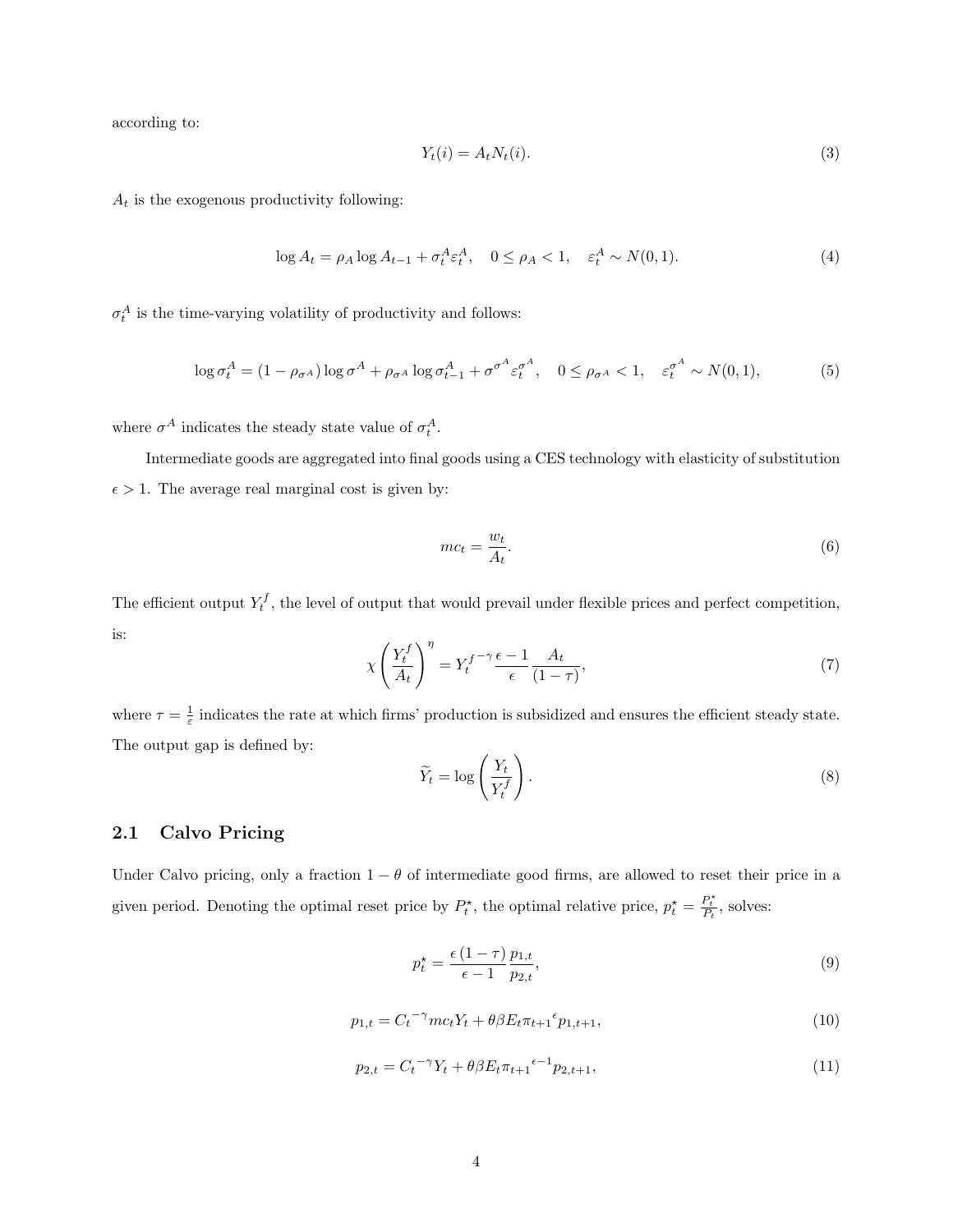according to:

$$Y_t(i) = A_t N_t(i). \tag{3}$$

$A_t$ is the exogenous productivity following:

$$\log A_t = \rho_A \log A_{t-1} + \sigma_t^A \varepsilon_t^A, \quad 0 \leq \rho_A < 1, \quad \varepsilon_t^A \sim N(0,1). \tag{4}$$

$\sigma_t^A$ is the time-varying volatility of productivity and follows:

$$\log \sigma_t^A = (1 - \rho_{\sigma^A}) \log \sigma^A + \rho_{\sigma^A} \log \sigma_{t-1}^A + \sigma^{\sigma^A} \varepsilon_t^{\sigma^A}, \quad 0 \leq \rho_{\sigma^A} < 1, \quad \varepsilon_t^{\sigma^A} \sim N(0,1), \tag{5}$$

where $\sigma^A$ indicates the steady state value of $\sigma_t^A$.

Intermediate goods are aggregated into final goods using a CES technology with elasticity of substitution $\epsilon > 1$. The average real marginal cost is given by:

$$mc_t = \frac{w_t}{A_t}. \tag{6}$$

The efficient output $Y_t^f$, the level of output that would prevail under flexible prices and perfect competition, is:

$$\chi \left( \frac{Y_t^f}{A_t} \right)^{\eta} = {Y_t^f}^{-\gamma} \frac{\epsilon - 1}{\epsilon} \frac{A_t}{(1 - \tau)}, \tag{7}$$

where $\tau = \frac{1}{\varepsilon}$ indicates the rate at which firms' production is subsidized and ensures the efficient steady state. The output gap is defined by:

$$\widetilde{Y}_t = \log \left( \frac{Y_t}{Y_t^f} \right). \tag{8}$$

## 2.1 Calvo Pricing

Under Calvo pricing, only a fraction $1 - \theta$ of intermediate good firms, are allowed to reset their price in a given period. Denoting the optimal reset price by $P_t^\star$, the optimal relative price, $p_t^\star = \frac{P_t^\star}{P_t}$, solves:

$$p_t^\star = \frac{\epsilon (1 - \tau)}{\epsilon - 1} \frac{p_{1,t}}{p_{2,t}}, \tag{9}$$

$$p_{1,t} = {C_t}^{-\gamma} mc_t Y_t + \theta \beta E_t {\pi_{t+1}}^{\epsilon} p_{1,t+1}, \tag{10}$$

$$p_{2,t} = {C_t}^{-\gamma} Y_t + \theta \beta E_t {\pi_{t+1}}^{\epsilon - 1} p_{2,t+1}, \tag{11}$$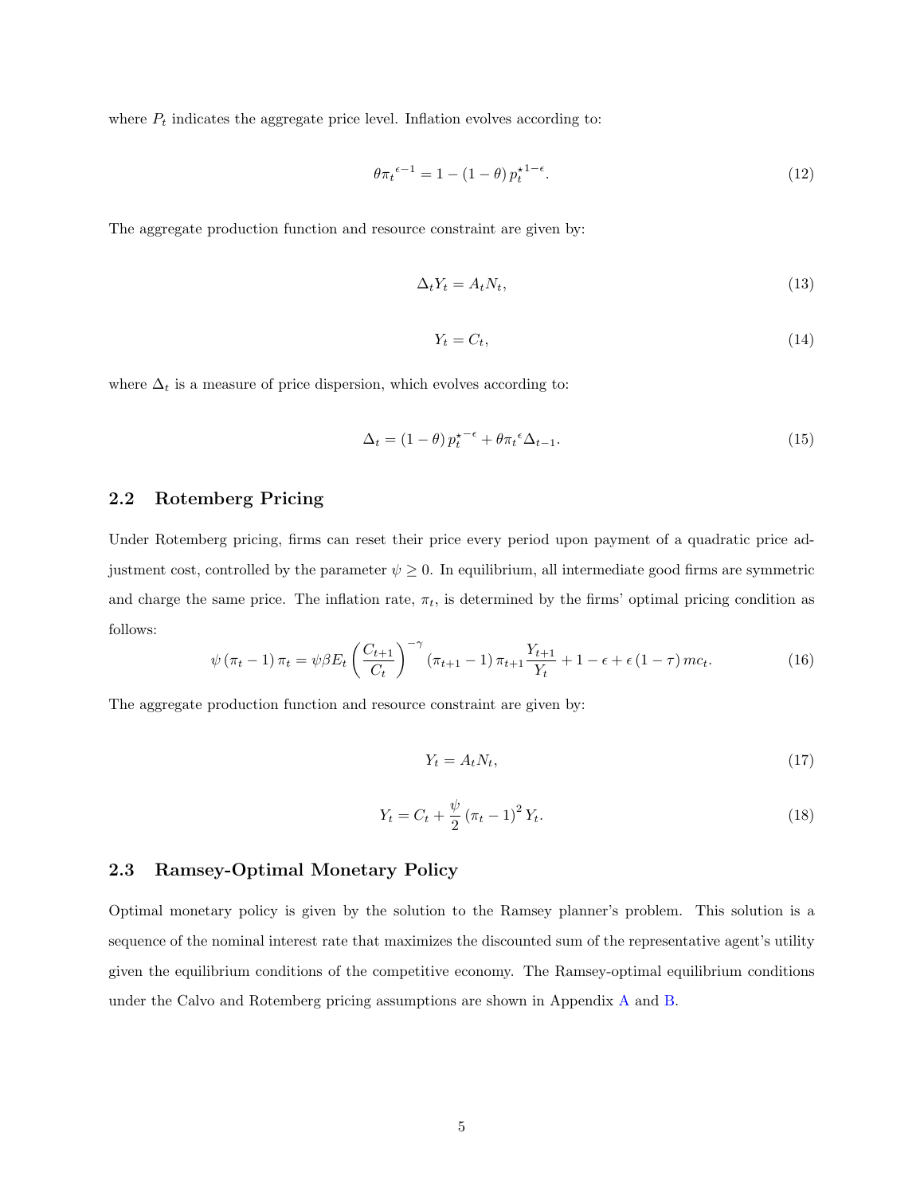where $P_t$ indicates the aggregate price level. Inflation evolves according to:

$$\theta {\pi_t}^{\epsilon-1} = 1 - (1-\theta)\, {p_t^{\star}}^{1-\epsilon}. \tag{12}$$

The aggregate production function and resource constraint are given by:

$$\Delta_t Y_t = A_t N_t, \tag{13}$$

$$Y_t = C_t, \tag{14}$$

where $\Delta_t$ is a measure of price dispersion, which evolves according to:

$$\Delta_t = (1-\theta)\, {p_t^{\star}}^{-\epsilon} + \theta {\pi_t}^{\epsilon} \Delta_{t-1}. \tag{15}$$

## 2.2 Rotemberg Pricing

Under Rotemberg pricing, firms can reset their price every period upon payment of a quadratic price adjustment cost, controlled by the parameter $\psi \geq 0$. In equilibrium, all intermediate good firms are symmetric and charge the same price. The inflation rate, $\pi_t$, is determined by the firms' optimal pricing condition as follows:

$$\psi \left(\pi_t - 1\right) \pi_t = \psi \beta E_t \left(\frac{C_{t+1}}{C_t}\right)^{-\gamma} \left(\pi_{t+1} - 1\right) \pi_{t+1} \frac{Y_{t+1}}{Y_t} + 1 - \epsilon + \epsilon \left(1-\tau\right) mc_t. \tag{16}$$

The aggregate production function and resource constraint are given by:

$$Y_t = A_t N_t, \tag{17}$$

$$Y_t = C_t + \frac{\psi}{2} \left(\pi_t - 1\right)^2 Y_t. \tag{18}$$

## 2.3 Ramsey-Optimal Monetary Policy

Optimal monetary policy is given by the solution to the Ramsey planner's problem. This solution is a sequence of the nominal interest rate that maximizes the discounted sum of the representative agent's utility given the equilibrium conditions of the competitive economy. The Ramsey-optimal equilibrium conditions under the Calvo and Rotemberg pricing assumptions are shown in Appendix A and B.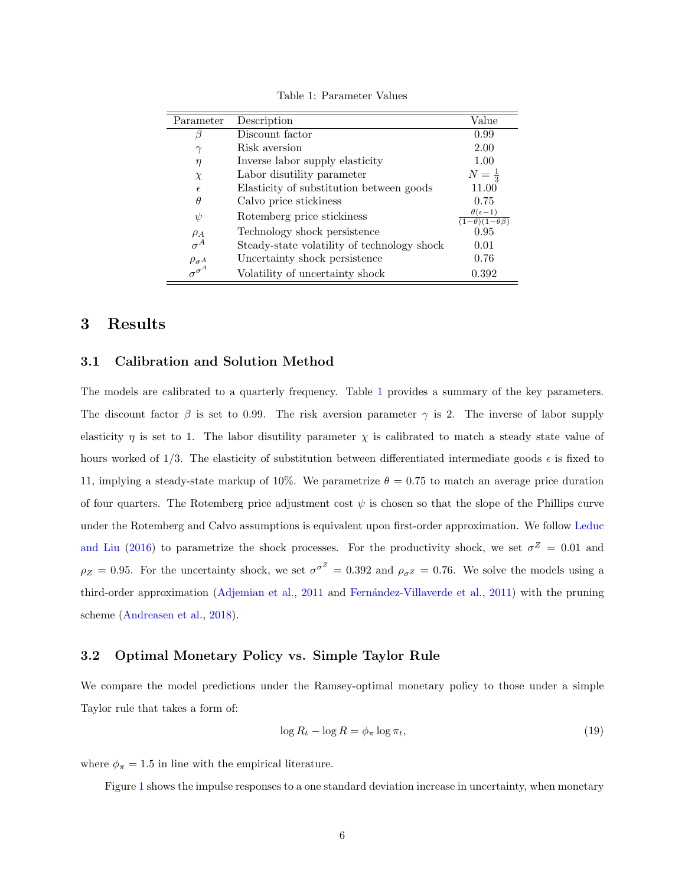Table 1: Parameter Values

| Parameter | Description | Value |
|---|---|---|
| $\beta$ | Discount factor | 0.99 |
| $\gamma$ | Risk aversion | 2.00 |
| $\eta$ | Inverse labor supply elasticity | 1.00 |
| $\chi$ | Labor disutility parameter | $N = \frac{1}{3}$ |
| $\epsilon$ | Elasticity of substitution between goods | 11.00 |
| $\theta$ | Calvo price stickiness | 0.75 |
| $\psi$ | Rotemberg price stickiness | $\frac{\theta(\epsilon-1)}{(1-\theta)(1-\theta\beta)}$ |
| $\rho_A$ | Technology shock persistence | 0.95 |
| $\sigma^A$ | Steady-state volatility of technology shock | 0.01 |
| $\rho_{\sigma^A}$ | Uncertainty shock persistence | 0.76 |
| $\sigma^{\sigma^A}$ | Volatility of uncertainty shock | 0.392 |

## 3 Results

### 3.1 Calibration and Solution Method

The models are calibrated to a quarterly frequency. Table 1 provides a summary of the key parameters. The discount factor $\beta$ is set to 0.99. The risk aversion parameter $\gamma$ is 2. The inverse of labor supply elasticity $\eta$ is set to 1. The labor disutility parameter $\chi$ is calibrated to match a steady state value of hours worked of 1/3. The elasticity of substitution between differentiated intermediate goods $\epsilon$ is fixed to 11, implying a steady-state markup of 10%. We parametrize $\theta = 0.75$ to match an average price duration of four quarters. The Rotemberg price adjustment cost $\psi$ is chosen so that the slope of the Phillips curve under the Rotemberg and Calvo assumptions is equivalent upon first-order approximation. We follow Leduc and Liu (2016) to parametrize the shock processes. For the productivity shock, we set $\sigma^Z = 0.01$ and $\rho_Z = 0.95$. For the uncertainty shock, we set $\sigma^{\sigma^Z} = 0.392$ and $\rho_{\sigma^Z} = 0.76$. We solve the models using a third-order approximation (Adjemian et al., 2011 and Fernández-Villaverde et al., 2011) with the pruning scheme (Andreasen et al., 2018).

### 3.2 Optimal Monetary Policy vs. Simple Taylor Rule

We compare the model predictions under the Ramsey-optimal monetary policy to those under a simple Taylor rule that takes a form of:

$$\log R_t - \log R = \phi_\pi \log \pi_t, \tag{19}$$

where $\phi_\pi = 1.5$ in line with the empirical literature.

Figure 1 shows the impulse responses to a one standard deviation increase in uncertainty, when monetary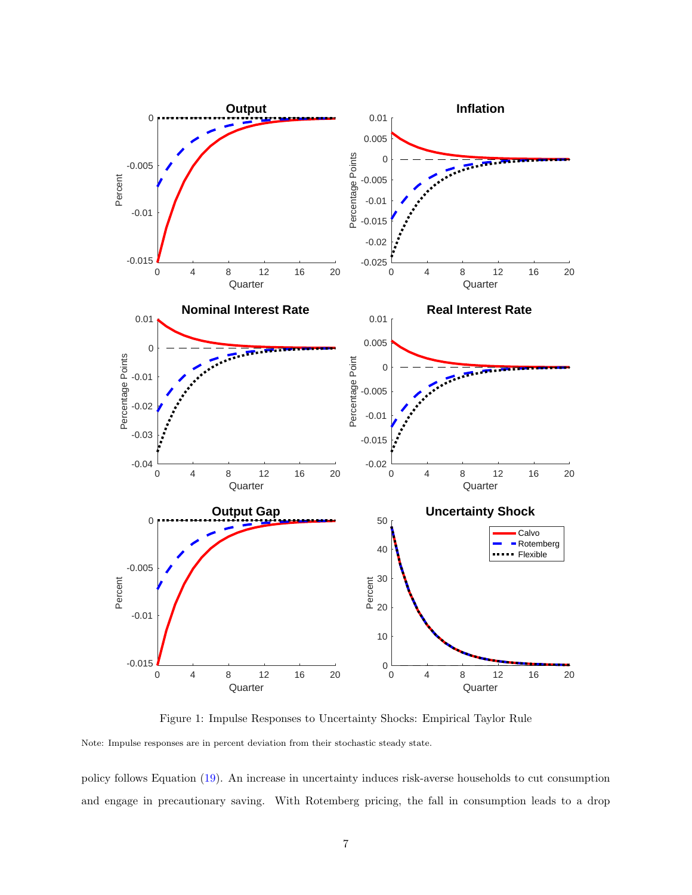Figure 1: Impulse Responses to Uncertainty Shocks: Empirical Taylor Rule

Note: Impulse responses are in percent deviation from their stochastic steady state.

policy follows Equation (19). An increase in uncertainty induces risk-averse households to cut consumption and engage in precautionary saving. With Rotemberg pricing, the fall in consumption leads to a drop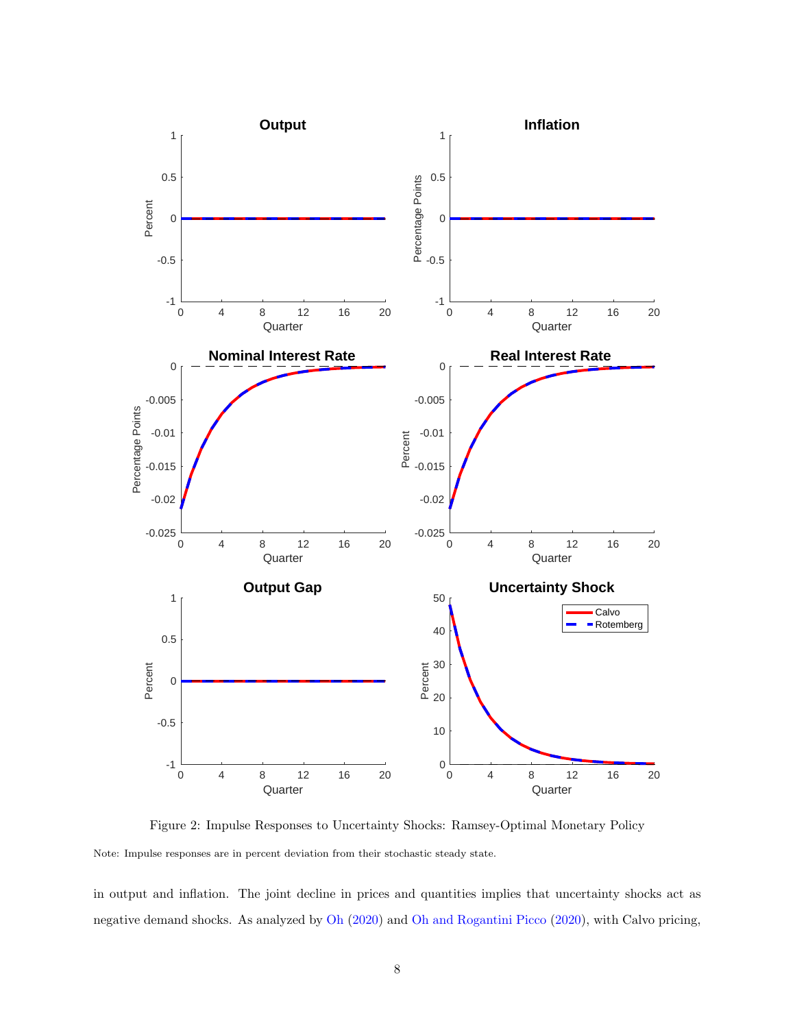Figure 2: Impulse Responses to Uncertainty Shocks: Ramsey-Optimal Monetary Policy

Note: Impulse responses are in percent deviation from their stochastic steady state.

in output and inflation. The joint decline in prices and quantities implies that uncertainty shocks act as negative demand shocks. As analyzed by Oh (2020) and Oh and Rogantini Picco (2020), with Calvo pricing,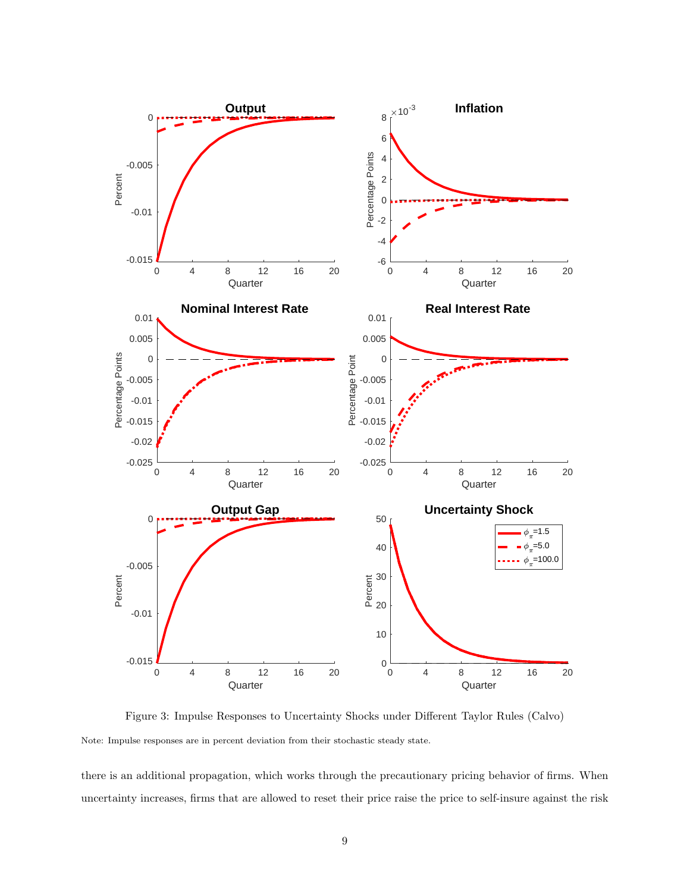Figure 3: Impulse Responses to Uncertainty Shocks under Different Taylor Rules (Calvo)

Note: Impulse responses are in percent deviation from their stochastic steady state.

there is an additional propagation, which works through the precautionary pricing behavior of firms. When uncertainty increases, firms that are allowed to reset their price raise the price to self-insure against the risk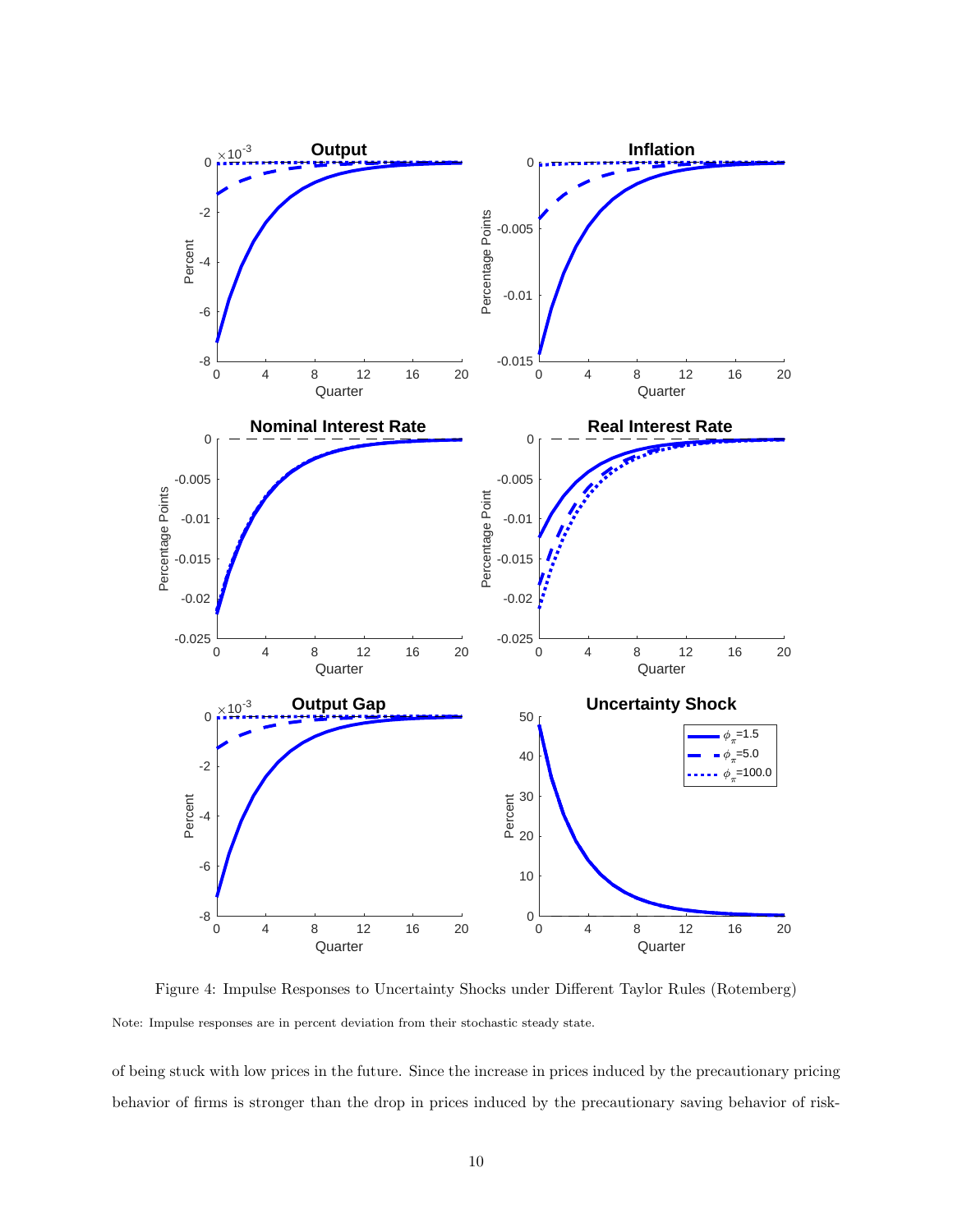Figure 4: Impulse Responses to Uncertainty Shocks under Different Taylor Rules (Rotemberg)

Note: Impulse responses are in percent deviation from their stochastic steady state.

of being stuck with low prices in the future. Since the increase in prices induced by the precautionary pricing behavior of firms is stronger than the drop in prices induced by the precautionary saving behavior of risk-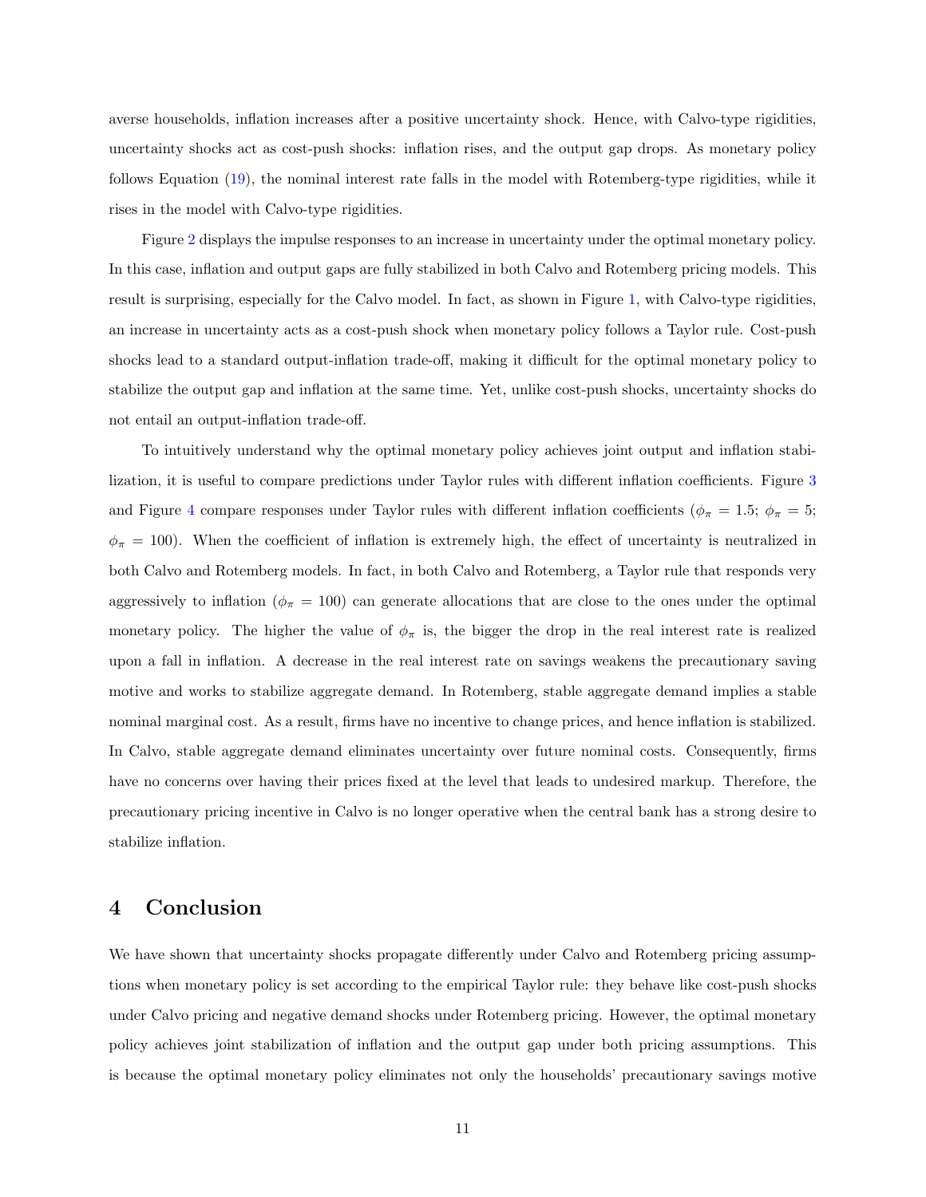averse households, inflation increases after a positive uncertainty shock. Hence, with Calvo-type rigidities, uncertainty shocks act as cost-push shocks: inflation rises, and the output gap drops. As monetary policy follows Equation (19), the nominal interest rate falls in the model with Rotemberg-type rigidities, while it rises in the model with Calvo-type rigidities.

Figure 2 displays the impulse responses to an increase in uncertainty under the optimal monetary policy. In this case, inflation and output gaps are fully stabilized in both Calvo and Rotemberg pricing models. This result is surprising, especially for the Calvo model. In fact, as shown in Figure 1, with Calvo-type rigidities, an increase in uncertainty acts as a cost-push shock when monetary policy follows a Taylor rule. Cost-push shocks lead to a standard output-inflation trade-off, making it difficult for the optimal monetary policy to stabilize the output gap and inflation at the same time. Yet, unlike cost-push shocks, uncertainty shocks do not entail an output-inflation trade-off.

To intuitively understand why the optimal monetary policy achieves joint output and inflation stabilization, it is useful to compare predictions under Taylor rules with different inflation coefficients. Figure 3 and Figure 4 compare responses under Taylor rules with different inflation coefficients ($\phi_\pi = 1.5$; $\phi_\pi = 5$; $\phi_\pi = 100$). When the coefficient of inflation is extremely high, the effect of uncertainty is neutralized in both Calvo and Rotemberg models. In fact, in both Calvo and Rotemberg, a Taylor rule that responds very aggressively to inflation ($\phi_\pi = 100$) can generate allocations that are close to the ones under the optimal monetary policy. The higher the value of $\phi_\pi$ is, the bigger the drop in the real interest rate is realized upon a fall in inflation. A decrease in the real interest rate on savings weakens the precautionary saving motive and works to stabilize aggregate demand. In Rotemberg, stable aggregate demand implies a stable nominal marginal cost. As a result, firms have no incentive to change prices, and hence inflation is stabilized. In Calvo, stable aggregate demand eliminates uncertainty over future nominal costs. Consequently, firms have no concerns over having their prices fixed at the level that leads to undesired markup. Therefore, the precautionary pricing incentive in Calvo is no longer operative when the central bank has a strong desire to stabilize inflation.

# 4 Conclusion

We have shown that uncertainty shocks propagate differently under Calvo and Rotemberg pricing assumptions when monetary policy is set according to the empirical Taylor rule: they behave like cost-push shocks under Calvo pricing and negative demand shocks under Rotemberg pricing. However, the optimal monetary policy achieves joint stabilization of inflation and the output gap under both pricing assumptions. This is because the optimal monetary policy eliminates not only the households' precautionary savings motive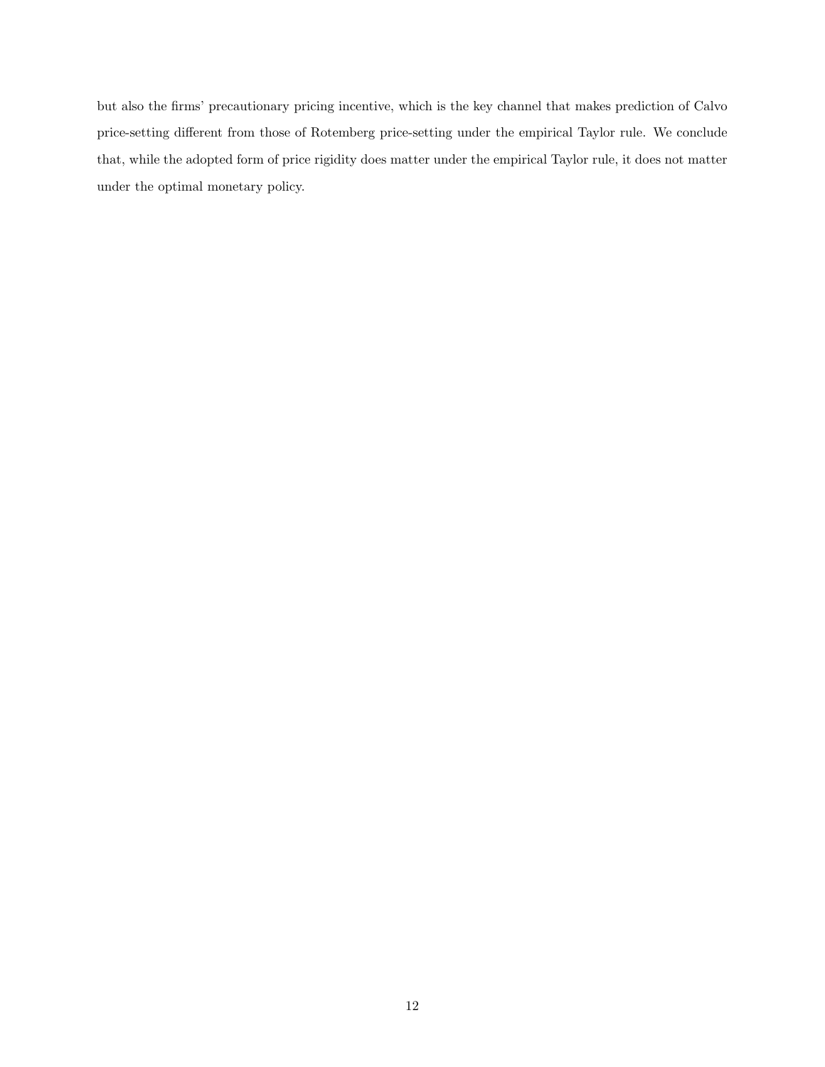but also the firms' precautionary pricing incentive, which is the key channel that makes prediction of Calvo price-setting different from those of Rotemberg price-setting under the empirical Taylor rule. We conclude that, while the adopted form of price rigidity does matter under the empirical Taylor rule, it does not matter under the optimal monetary policy.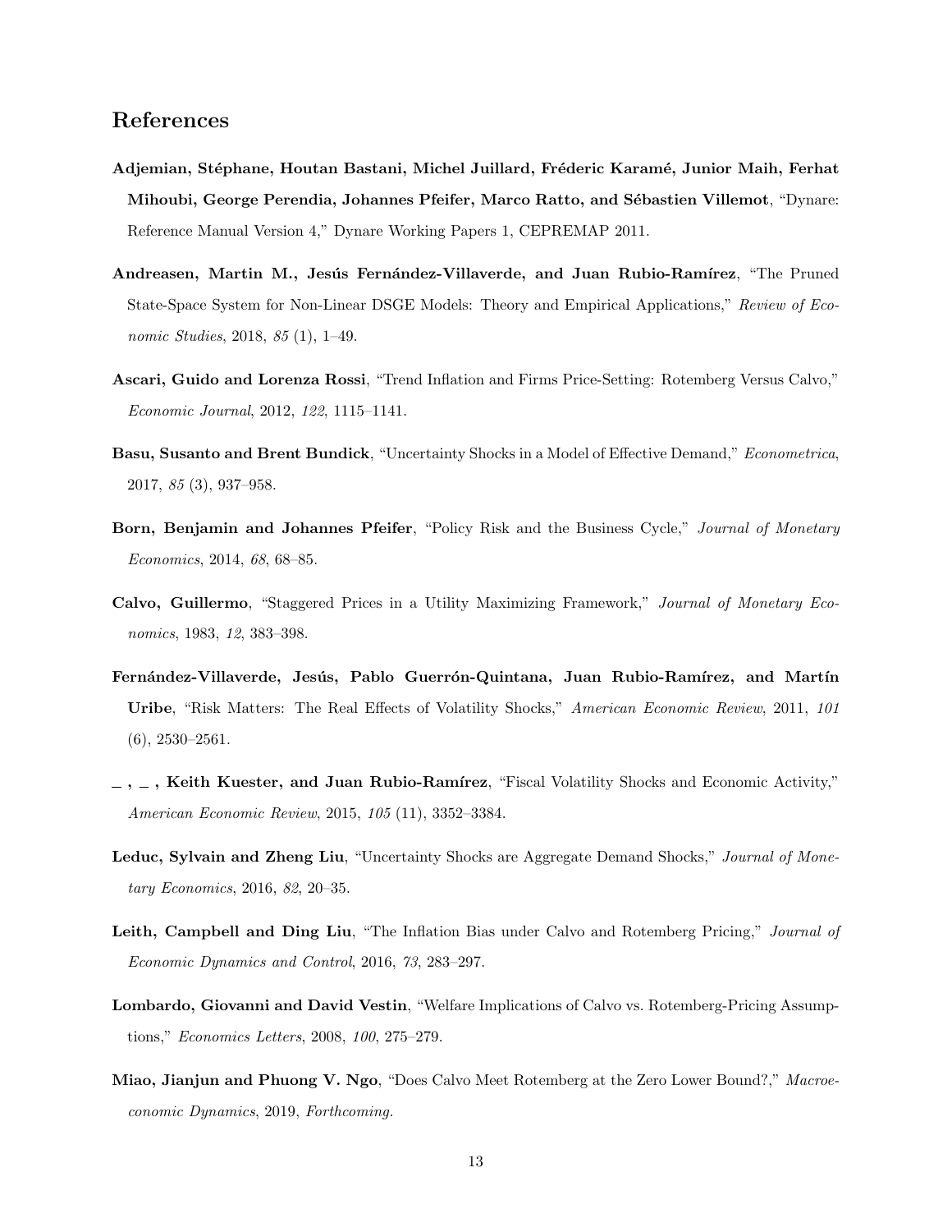## References

**Adjemian, Stéphane, Houtan Bastani, Michel Juillard, Fréderic Karamé, Junior Maih, Ferhat Mihoubi, George Perendia, Johannes Pfeifer, Marco Ratto, and Sébastien Villemot**, "Dynare: Reference Manual Version 4," Dynare Working Papers 1, CEPREMAP 2011.

**Andreasen, Martin M., Jesús Fernández-Villaverde, and Juan Rubio-Ramírez**, "The Pruned State-Space System for Non-Linear DSGE Models: Theory and Empirical Applications," *Review of Economic Studies*, 2018, *85* (1), 1–49.

**Ascari, Guido and Lorenza Rossi**, "Trend Inflation and Firms Price-Setting: Rotemberg Versus Calvo," *Economic Journal*, 2012, *122*, 1115–1141.

**Basu, Susanto and Brent Bundick**, "Uncertainty Shocks in a Model of Effective Demand," *Econometrica*, 2017, *85* (3), 937–958.

**Born, Benjamin and Johannes Pfeifer**, "Policy Risk and the Business Cycle," *Journal of Monetary Economics*, 2014, *68*, 68–85.

**Calvo, Guillermo**, "Staggered Prices in a Utility Maximizing Framework," *Journal of Monetary Economics*, 1983, *12*, 383–398.

**Fernández-Villaverde, Jesús, Pablo Guerrón-Quintana, Juan Rubio-Ramírez, and Martín Uribe**, "Risk Matters: The Real Effects of Volatility Shocks," *American Economic Review*, 2011, *101* (6), 2530–2561.

**_ , _ , Keith Kuester, and Juan Rubio-Ramírez**, "Fiscal Volatility Shocks and Economic Activity," *American Economic Review*, 2015, *105* (11), 3352–3384.

**Leduc, Sylvain and Zheng Liu**, "Uncertainty Shocks are Aggregate Demand Shocks," *Journal of Monetary Economics*, 2016, *82*, 20–35.

**Leith, Campbell and Ding Liu**, "The Inflation Bias under Calvo and Rotemberg Pricing," *Journal of Economic Dynamics and Control*, 2016, *73*, 283–297.

**Lombardo, Giovanni and David Vestin**, "Welfare Implications of Calvo vs. Rotemberg-Pricing Assumptions," *Economics Letters*, 2008, *100*, 275–279.

**Miao, Jianjun and Phuong V. Ngo**, "Does Calvo Meet Rotemberg at the Zero Lower Bound?," *Macroeconomic Dynamics*, 2019, *Forthcoming.*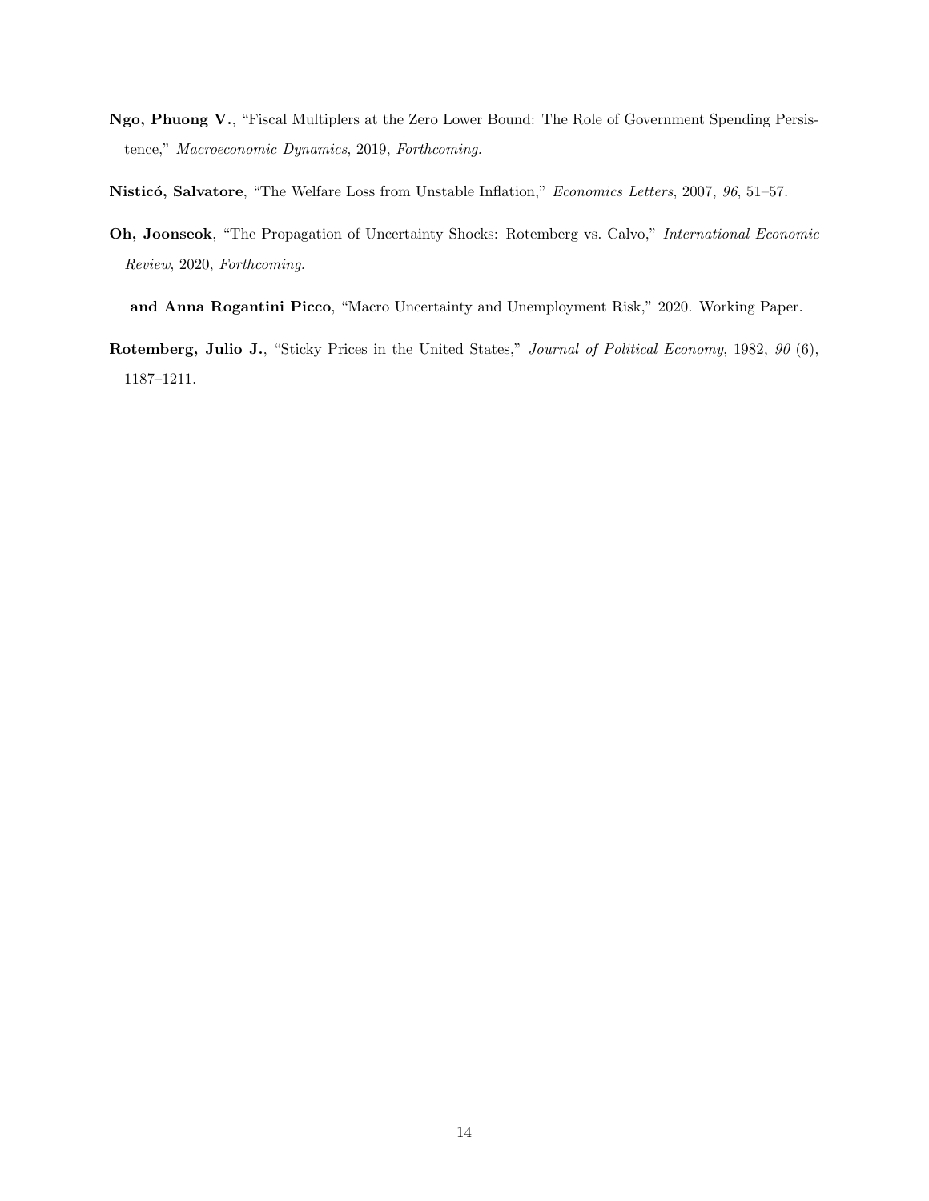**Ngo, Phuong V.**, "Fiscal Multipliers at the Zero Lower Bound: The Role of Government Spending Persistence," *Macroeconomic Dynamics*, 2019, *Forthcoming.*

**Nisticó, Salvatore**, "The Welfare Loss from Unstable Inflation," *Economics Letters*, 2007, *96*, 51–57.

**Oh, Joonseok**, "The Propagation of Uncertainty Shocks: Rotemberg vs. Calvo," *International Economic Review*, 2020, *Forthcoming.*

\_ **and Anna Rogantini Picco**, "Macro Uncertainty and Unemployment Risk," 2020. Working Paper.

**Rotemberg, Julio J.**, "Sticky Prices in the United States," *Journal of Political Economy*, 1982, *90* (6), 1187–1211.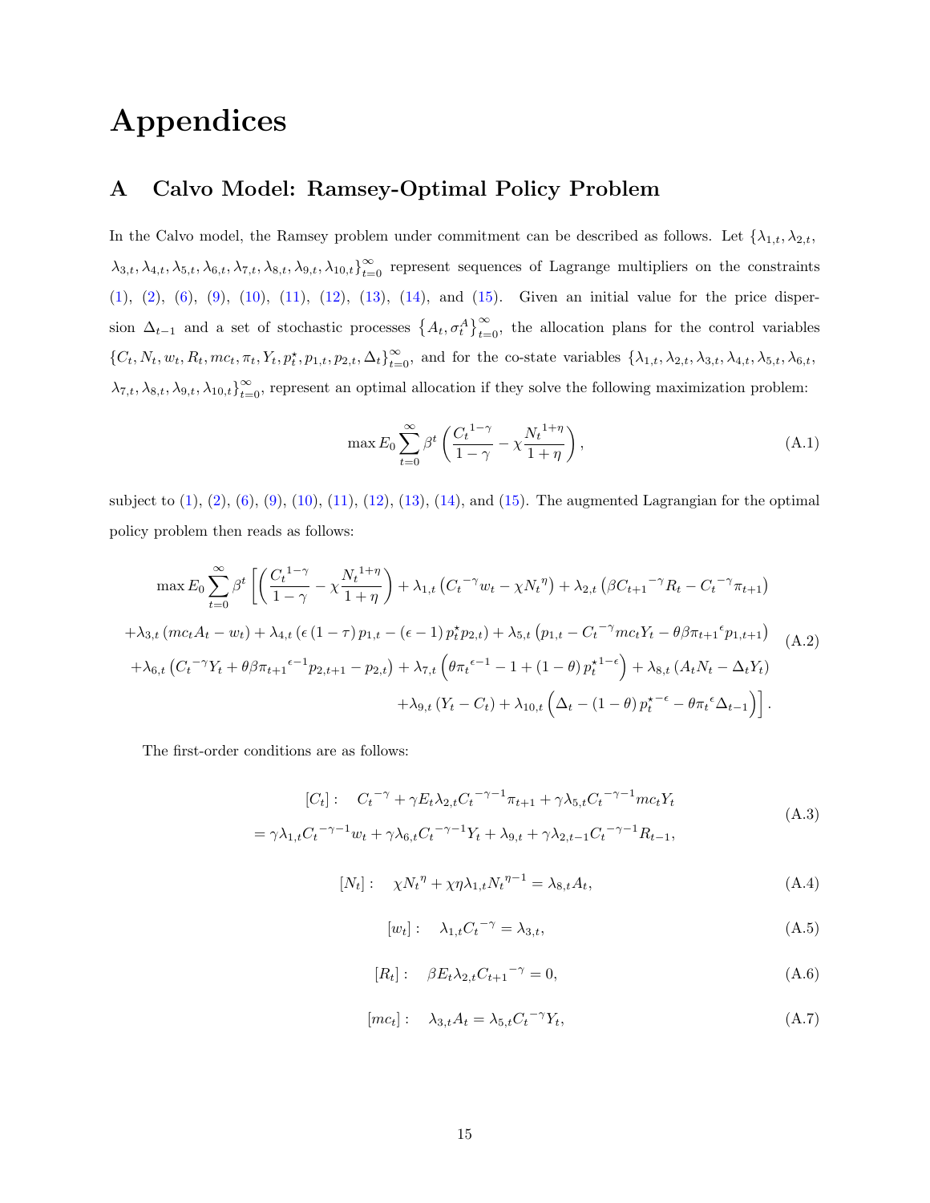# Appendices

## A Calvo Model: Ramsey-Optimal Policy Problem

In the Calvo model, the Ramsey problem under commitment can be described as follows. Let $\{\lambda_{1,t}, \lambda_{2,t}, \lambda_{3,t}, \lambda_{4,t}, \lambda_{5,t}, \lambda_{6,t}, \lambda_{7,t}, \lambda_{8,t}, \lambda_{9,t}, \lambda_{10,t}\}_{t=0}^{\infty}$ represent sequences of Lagrange multipliers on the constraints (1), (2), (6), (9), (10), (11), (12), (13), (14), and (15). Given an initial value for the price dispersion $\Delta_{t-1}$ and a set of stochastic processes $\left\{A_t, \sigma_t^A\right\}_{t=0}^{\infty}$, the allocation plans for the control variables $\{C_t, N_t, w_t, R_t, mc_t, \pi_t, Y_t, p_t^{\star}, p_{1,t}, p_{2,t}, \Delta_t\}_{t=0}^{\infty}$, and for the co-state variables $\{\lambda_{1,t}, \lambda_{2,t}, \lambda_{3,t}, \lambda_{4,t}, \lambda_{5,t}, \lambda_{6,t}, \lambda_{7,t}, \lambda_{8,t}, \lambda_{9,t}, \lambda_{10,t}\}_{t=0}^{\infty}$, represent an optimal allocation if they solve the following maximization problem:

$$\max E_0 \sum_{t=0}^{\infty} \beta^t \left( \frac{{C_t}^{1-\gamma}}{1-\gamma} - \chi \frac{{N_t}^{1+\eta}}{1+\eta} \right), \tag{A.1}$$

subject to (1), (2), (6), (9), (10), (11), (12), (13), (14), and (15). The augmented Lagrangian for the optimal policy problem then reads as follows:

$$\begin{aligned}
\max E_0 \sum_{t=0}^{\infty} \beta^t \Bigg[ & \left( \frac{{C_t}^{1-\gamma}}{1-\gamma} - \chi \frac{{N_t}^{1+\eta}}{1+\eta} \right) + \lambda_{1,t} \left( {C_t}^{-\gamma} w_t - \chi {N_t}^{\eta} \right) + \lambda_{2,t} \left( \beta {C_{t+1}}^{-\gamma} R_t - {C_t}^{-\gamma} \pi_{t+1} \right) \\
& + \lambda_{3,t} \left( mc_t A_t - w_t \right) + \lambda_{4,t} \left( \epsilon \left(1-\tau\right) p_{1,t} - \left(\epsilon - 1\right) p_t^{\star} p_{2,t} \right) + \lambda_{5,t} \left( p_{1,t} - {C_t}^{-\gamma} mc_t Y_t - \theta \beta {\pi_{t+1}}^{\epsilon} p_{1,t+1} \right) \\
& + \lambda_{6,t} \left( {C_t}^{-\gamma} Y_t + \theta \beta {\pi_{t+1}}^{\epsilon - 1} p_{2,t+1} - p_{2,t} \right) + \lambda_{7,t} \left( \theta {\pi_t}^{\epsilon - 1} - 1 + \left(1-\theta\right) {p_t^{\star}}^{1-\epsilon} \right) + \lambda_{8,t} \left( A_t N_t - \Delta_t Y_t \right) \\
& + \lambda_{9,t} \left( Y_t - C_t \right) + \lambda_{10,t} \left( \Delta_t - \left(1-\theta\right) {p_t^{\star}}^{-\epsilon} - \theta {\pi_t}^{\epsilon} \Delta_{t-1} \right) \Bigg].
\end{aligned} \tag{A.2}$$

The first-order conditions are as follows:

$$\begin{aligned}
[C_t]: \quad & {C_t}^{-\gamma} + \gamma E_t \lambda_{2,t} {C_t}^{-\gamma-1} \pi_{t+1} + \gamma \lambda_{5,t} {C_t}^{-\gamma-1} mc_t Y_t \\
= & \gamma \lambda_{1,t} {C_t}^{-\gamma-1} w_t + \gamma \lambda_{6,t} {C_t}^{-\gamma-1} Y_t + \lambda_{9,t} + \gamma \lambda_{2,t-1} {C_t}^{-\gamma-1} R_{t-1},
\end{aligned} \tag{A.3}$$

$$[N_t]: \quad \chi {N_t}^{\eta} + \chi \eta \lambda_{1,t} {N_t}^{\eta-1} = \lambda_{8,t} A_t, \tag{A.4}$$

$$[w_t]: \quad \lambda_{1,t} {C_t}^{-\gamma} = \lambda_{3,t}, \tag{A.5}$$

$$[R_t]: \quad \beta E_t \lambda_{2,t} {C_{t+1}}^{-\gamma} = 0, \tag{A.6}$$

$$[mc_t]: \quad \lambda_{3,t} A_t = \lambda_{5,t} {C_t}^{-\gamma} Y_t, \tag{A.7}$$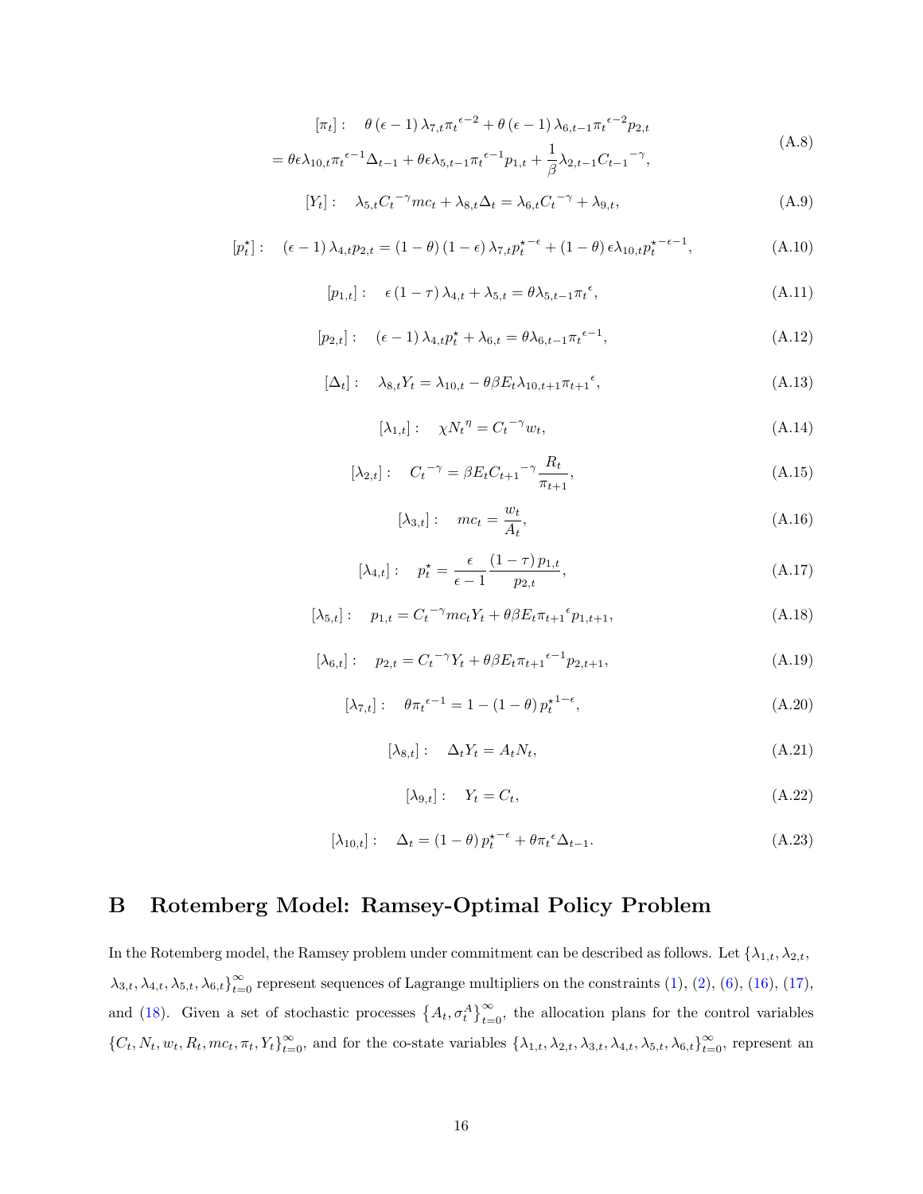$$
\begin{aligned}
[\pi_t]: \quad & \theta(\epsilon-1)\lambda_{7,t}{\pi_t}^{\epsilon-2} + \theta(\epsilon-1)\lambda_{6,t-1}{\pi_t}^{\epsilon-2}p_{2,t} \\
&= \theta\epsilon\lambda_{10,t}{\pi_t}^{\epsilon-1}\Delta_{t-1} + \theta\epsilon\lambda_{5,t-1}{\pi_t}^{\epsilon-1}p_{1,t} + \frac{1}{\beta}\lambda_{2,t-1}{C_{t-1}}^{-\gamma},
\end{aligned}
\tag{A.8}
$$

$$
[Y_t]: \quad \lambda_{5,t}{C_t}^{-\gamma}mc_t + \lambda_{8,t}\Delta_t = \lambda_{6,t}{C_t}^{-\gamma} + \lambda_{9,t}, \tag{A.9}
$$

$$
[p^\star_t]: \quad (\epsilon-1)\lambda_{4,t}p_{2,t} = (1-\theta)(1-\epsilon)\lambda_{7,t}{p^\star_t}^{-\epsilon} + (1-\theta)\epsilon\lambda_{10,t}{p^\star_t}^{-\epsilon-1}, \tag{A.10}
$$

$$
[p_{1,t}]: \quad \epsilon(1-\tau)\lambda_{4,t} + \lambda_{5,t} = \theta\lambda_{5,t-1}{\pi_t}^{\epsilon}, \tag{A.11}
$$

$$
[p_{2,t}]: \quad (\epsilon-1)\lambda_{4,t}p^\star_t + \lambda_{6,t} = \theta\lambda_{6,t-1}{\pi_t}^{\epsilon-1}, \tag{A.12}
$$

$$
[\Delta_t]: \quad \lambda_{8,t}Y_t = \lambda_{10,t} - \theta\beta E_t\lambda_{10,t+1}{\pi_{t+1}}^{\epsilon}, \tag{A.13}
$$

$$
[\lambda_{1,t}]: \quad \chi {N_t}^{\eta} = {C_t}^{-\gamma}w_t, \tag{A.14}
$$

$$
[\lambda_{2,t}]: \quad {C_t}^{-\gamma} = \beta E_t {C_{t+1}}^{-\gamma}\frac{R_t}{\pi_{t+1}}, \tag{A.15}
$$

$$
[\lambda_{3,t}]: \quad mc_t = \frac{w_t}{A_t}, \tag{A.16}
$$

$$
[\lambda_{4,t}]: \quad p^\star_t = \frac{\epsilon}{\epsilon-1}\frac{(1-\tau)p_{1,t}}{p_{2,t}}, \tag{A.17}
$$

$$
[\lambda_{5,t}]: \quad p_{1,t} = {C_t}^{-\gamma}mc_tY_t + \theta\beta E_t{\pi_{t+1}}^{\epsilon}p_{1,t+1}, \tag{A.18}
$$

$$
[\lambda_{6,t}]: \quad p_{2,t} = {C_t}^{-\gamma}Y_t + \theta\beta E_t{\pi_{t+1}}^{\epsilon-1}p_{2,t+1}, \tag{A.19}
$$

$$
[\lambda_{7,t}]: \quad \theta{\pi_t}^{\epsilon-1} = 1-(1-\theta){p^\star_t}^{1-\epsilon}, \tag{A.20}
$$

$$
[\lambda_{8,t}]: \quad \Delta_tY_t = A_tN_t, \tag{A.21}
$$

$$
[\lambda_{9,t}]: \quad Y_t = C_t, \tag{A.22}
$$

$$
[\lambda_{10,t}]: \quad \Delta_t = (1-\theta){p^\star_t}^{-\epsilon} + \theta{\pi_t}^{\epsilon}\Delta_{t-1}. \tag{A.23}
$$

# B Rotemberg Model: Ramsey-Optimal Policy Problem

In the Rotemberg model, the Ramsey problem under commitment can be described as follows. Let $\{\lambda_{1,t}, \lambda_{2,t}, \lambda_{3,t}, \lambda_{4,t}, \lambda_{5,t}, \lambda_{6,t}\}_{t=0}^{\infty}$ represent sequences of Lagrange multipliers on the constraints (1), (2), (6), (16), (17), and (18). Given a set of stochastic processes $\left\{A_t, \sigma_t^A\right\}_{t=0}^{\infty}$, the allocation plans for the control variables $\{C_t, N_t, w_t, R_t, mc_t, \pi_t, Y_t\}_{t=0}^{\infty}$, and for the co-state variables $\{\lambda_{1,t}, \lambda_{2,t}, \lambda_{3,t}, \lambda_{4,t}, \lambda_{5,t}, \lambda_{6,t}\}_{t=0}^{\infty}$, represent an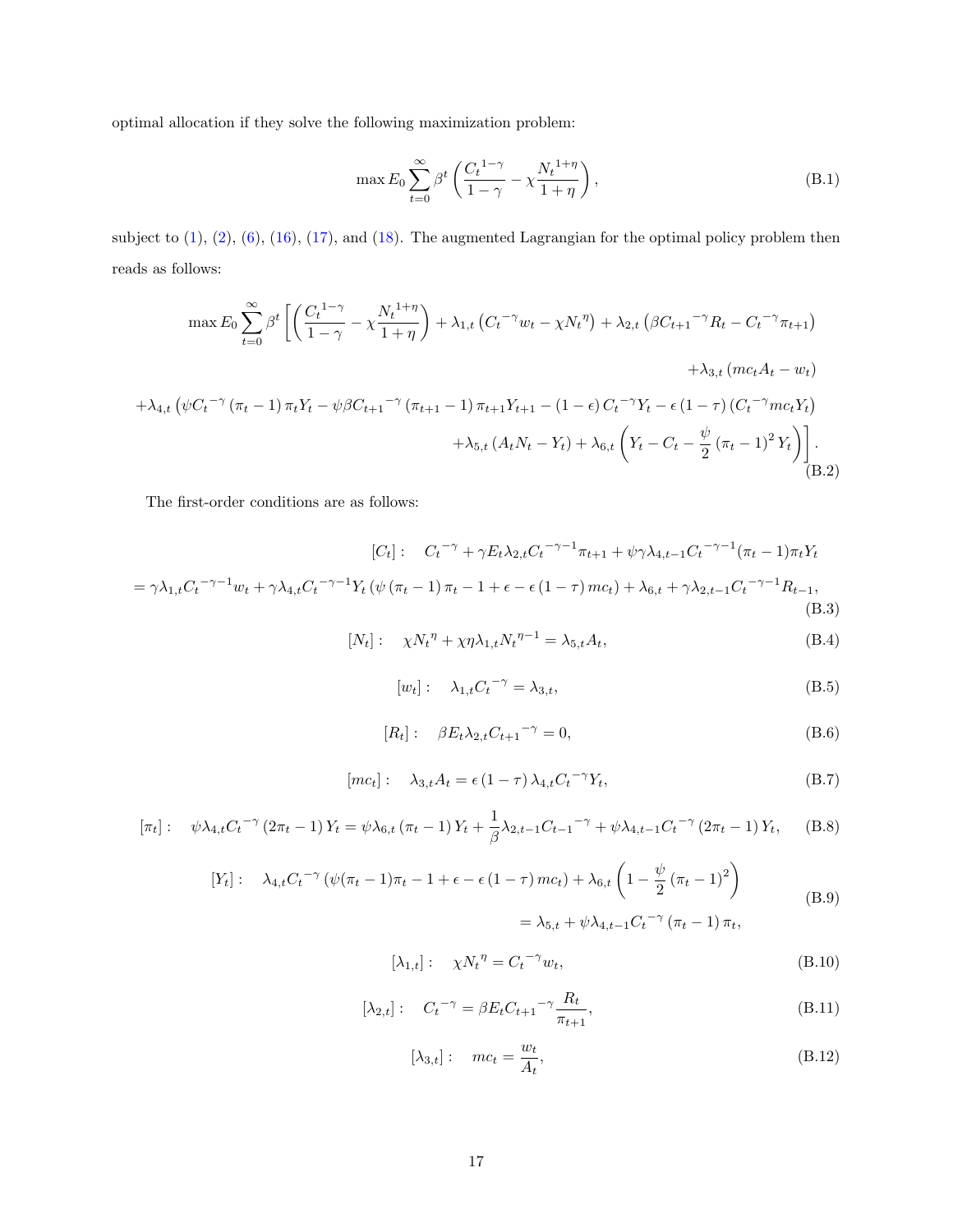optimal allocation if they solve the following maximization problem:

$$\max E_0 \sum_{t=0}^{\infty} \beta^t \left( \frac{{C_t}^{1-\gamma}}{1-\gamma} - \chi \frac{{N_t}^{1+\eta}}{1+\eta} \right), \tag{B.1}$$

subject to (1), (2), (6), (16), (17), and (18). The augmented Lagrangian for the optimal policy problem then reads as follows:

$$\begin{aligned}
\max E_0 \sum_{t=0}^{\infty} \beta^t \Bigg[ \left( \frac{{C_t}^{1-\gamma}}{1-\gamma} - \chi \frac{{N_t}^{1+\eta}}{1+\eta} \right) + \lambda_{1,t} \left( {C_t}^{-\gamma} w_t - \chi {N_t}^{\eta} \right) + \lambda_{2,t} \left( \beta {C_{t+1}}^{-\gamma} R_t - {C_t}^{-\gamma} \pi_{t+1} \right) \\
+ \lambda_{3,t} \left( mc_t A_t - w_t \right) \\
+ \lambda_{4,t} \left( \psi {C_t}^{-\gamma} \left( \pi_t - 1 \right) \pi_t Y_t - \psi \beta {C_{t+1}}^{-\gamma} \left( \pi_{t+1} - 1 \right) \pi_{t+1} Y_{t+1} - \left( 1 - \epsilon \right) {C_t}^{-\gamma} Y_t - \epsilon \left( 1 - \tau \right) \left( {C_t}^{-\gamma} mc_t Y_t \right) \right. \\
\left. + \lambda_{5,t} \left( A_t N_t - Y_t \right) + \lambda_{6,t} \left( Y_t - C_t - \frac{\psi}{2} \left( \pi_t - 1 \right)^2 Y_t \right) \right] .
\end{aligned} \tag{B.2}$$

The first-order conditions are as follows:

$$\begin{aligned}
[C_t]: \quad {C_t}^{-\gamma} + \gamma E_t \lambda_{2,t} {C_t}^{-\gamma-1} \pi_{t+1} + \psi \gamma \lambda_{4,t-1} {C_t}^{-\gamma-1} (\pi_t - 1) \pi_t Y_t \\
= \gamma \lambda_{1,t} {C_t}^{-\gamma-1} w_t + \gamma \lambda_{4,t} {C_t}^{-\gamma-1} Y_t \left( \psi \left( \pi_t - 1 \right) \pi_t - 1 + \epsilon - \epsilon \left( 1 - \tau \right) mc_t \right) + \lambda_{6,t} + \gamma \lambda_{2,t-1} {C_t}^{-\gamma-1} R_{t-1},
\end{aligned} \tag{B.3}$$

$$[N_t]: \quad \chi {N_t}^{\eta} + \chi \eta \lambda_{1,t} {N_t}^{\eta-1} = \lambda_{5,t} A_t, \tag{B.4}$$

$$[w_t]: \quad \lambda_{1,t} {C_t}^{-\gamma} = \lambda_{3,t}, \tag{B.5}$$

$$[R_t]: \quad \beta E_t \lambda_{2,t} {C_{t+1}}^{-\gamma} = 0, \tag{B.6}$$

$$[mc_t]: \quad \lambda_{3,t} A_t = \epsilon \left( 1 - \tau \right) \lambda_{4,t} {C_t}^{-\gamma} Y_t, \tag{B.7}$$

$$[\pi_t]: \quad \psi \lambda_{4,t} {C_t}^{-\gamma} \left( 2\pi_t - 1 \right) Y_t = \psi \lambda_{6,t} \left( \pi_t - 1 \right) Y_t + \frac{1}{\beta} \lambda_{2,t-1} {C_{t-1}}^{-\gamma} + \psi \lambda_{4,t-1} {C_t}^{-\gamma} \left( 2\pi_t - 1 \right) Y_t, \tag{B.8}$$

$$\begin{aligned}
[Y_t]: \quad \lambda_{4,t} {C_t}^{-\gamma} \left( \psi (\pi_t - 1) \pi_t - 1 + \epsilon - \epsilon \left( 1 - \tau \right) mc_t \right) + \lambda_{6,t} \left( 1 - \frac{\psi}{2} \left( \pi_t - 1 \right)^2 \right) \\
= \lambda_{5,t} + \psi \lambda_{4,t-1} {C_t}^{-\gamma} \left( \pi_t - 1 \right) \pi_t,
\end{aligned} \tag{B.9}$$

$$[\lambda_{1,t}]: \quad \chi {N_t}^{\eta} = {C_t}^{-\gamma} w_t, \tag{B.10}$$

$$[\lambda_{2,t}]: \quad {C_t}^{-\gamma} = \beta E_t {C_{t+1}}^{-\gamma} \frac{R_t}{\pi_{t+1}}, \tag{B.11}$$

$$[\lambda_{3,t}]: \quad mc_t = \frac{w_t}{A_t}, \tag{B.12}$$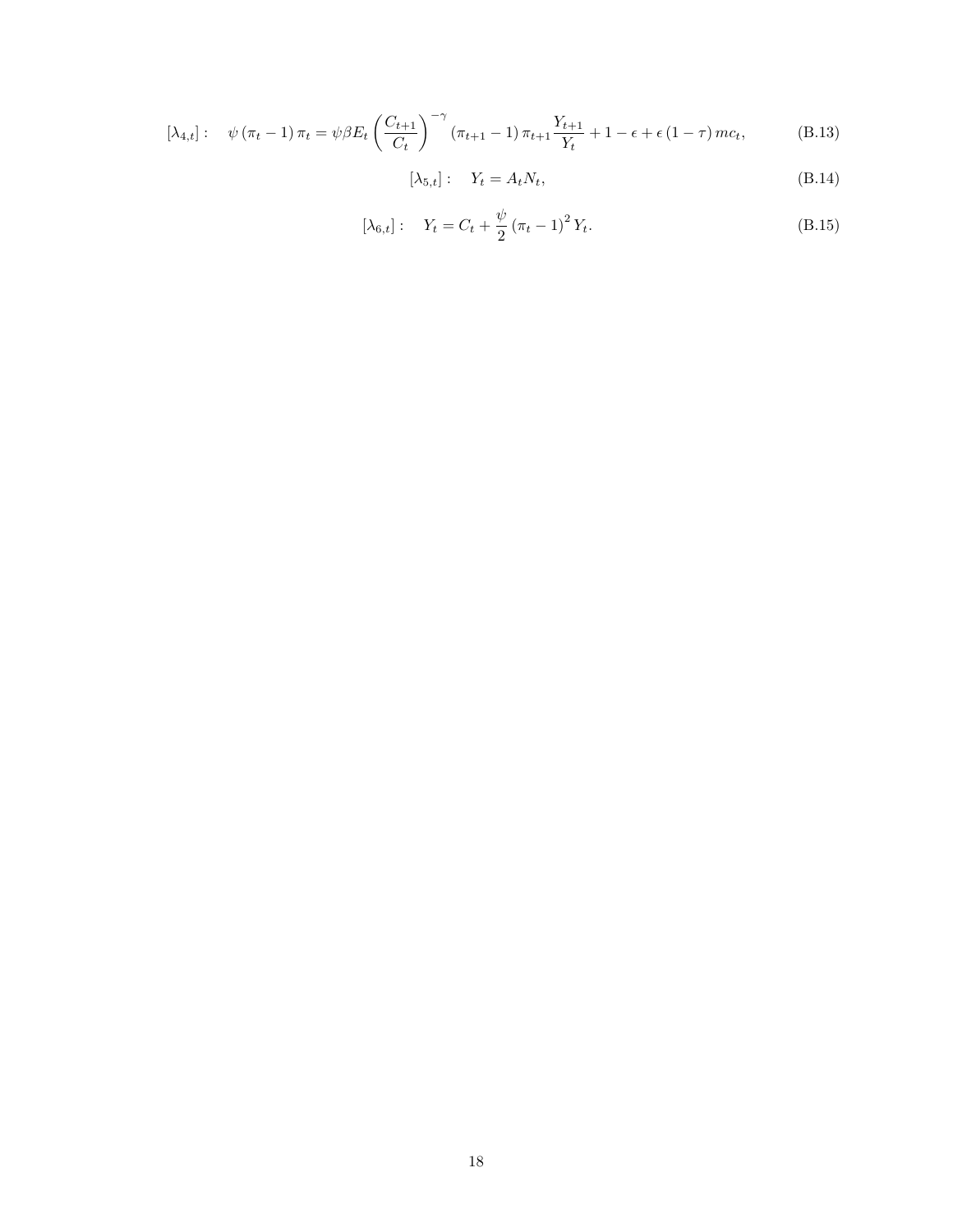$$[\lambda_{4,t}]: \quad \psi\left(\pi_t - 1\right)\pi_t = \psi\beta E_t\left(\frac{C_{t+1}}{C_t}\right)^{-\gamma}\left(\pi_{t+1} - 1\right)\pi_{t+1}\frac{Y_{t+1}}{Y_t} + 1 - \epsilon + \epsilon\left(1 - \tau\right)mc_t, \tag{B.13}$$

$$[\lambda_{5,t}]: \quad Y_t = A_t N_t, \tag{B.14}$$

$$[\lambda_{6,t}]: \quad Y_t = C_t + \frac{\psi}{2}\left(\pi_t - 1\right)^2 Y_t. \tag{B.15}$$